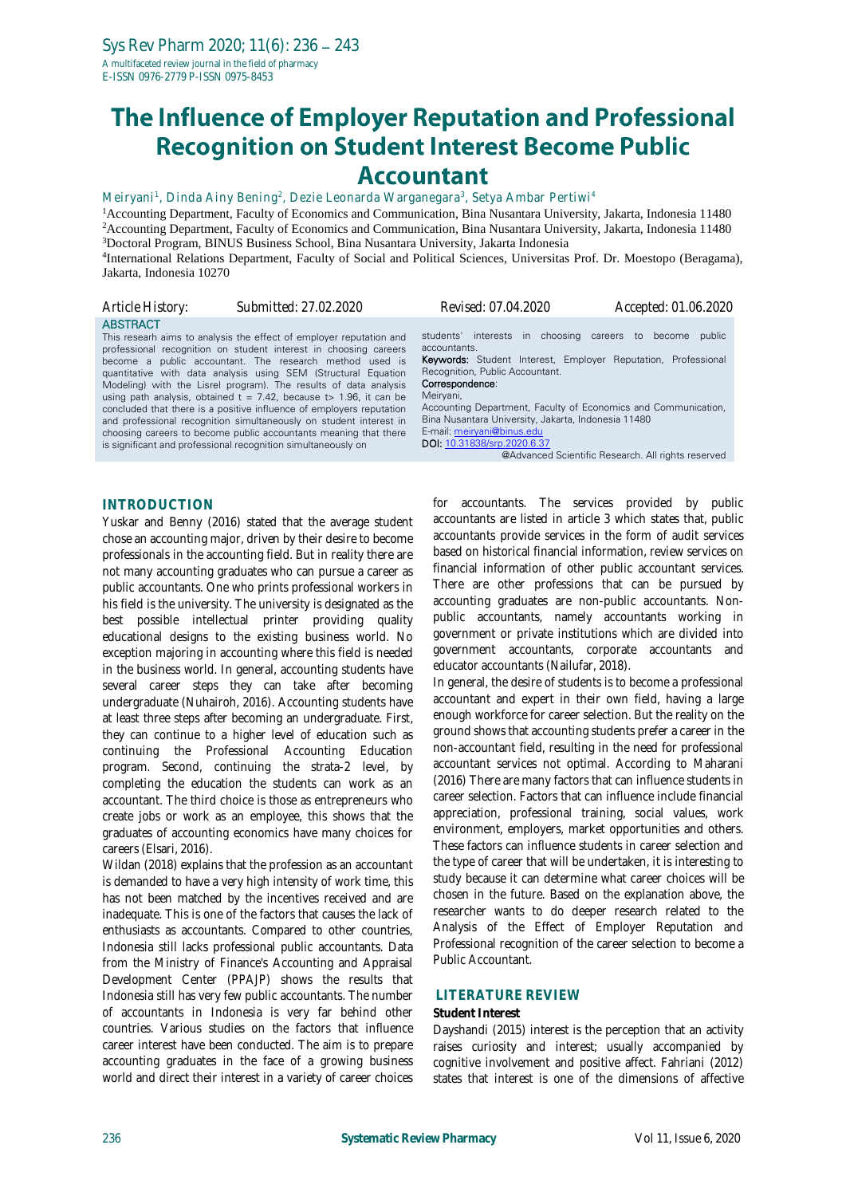# The Influence of Employer Reputation and Professional Recognition on Student Interest Become Public Accountant

Meiryani[1], Dinda Ainy Bening[2], Dezie Leonarda Warganegara[3], Setya Ambar Pertiwi[4]

[1]Accounting Department, Faculty of Economics and Communication, Bina Nusantara University, Jakarta, Indonesia 11480
[2]Accounting Department, Faculty of Economics and Communication, Bina Nusantara University, Jakarta, Indonesia 11480
[3]Doctoral Program, BINUS Business School, Bina Nusantara University, Jakarta Indonesia
[4]International Relations Department, Faculty of Social and Political Sciences, Universitas Prof. Dr. Moestopo (Beragama), Jakarta, Indonesia 10270

Article History: Submitted: 27.02.2020 Revised: 07.04.2020 Accepted: 01.06.2020

## ABSTRACT

This researh aims to analysis the effect of employer reputation and professional recognition on student interest in choosing careers become a public accountant. The research method used is quantitative with data analysis using SEM (Structural Equation Modeling) with the Lisrel program). The results of data analysis using path analysis, obtained t = 7.42, because t> 1.96, it can be concluded that there is a positive influence of employers reputation and professional recognition simultaneously on student interest in choosing careers to become public accountants meaning that there is significant and professional recognition simultaneously on students' interests in choosing careers to become public accountants.

**Keywords:** Student Interest, Employer Reputation, Professional Recognition, Public Accountant.

**Correspondence**:
Meiryani,
Accounting Department, Faculty of Economics and Communication, Bina Nusantara University, Jakarta, Indonesia 11480
E-mail: meiryani@binus.edu
**DOI:** 10.31838/srp.2020.6.37

@Advanced Scientific Research. All rights reserved

## INTRODUCTION

Yuskar and Benny (2016) stated that the average student chose an accounting major, driven by their desire to become professionals in the accounting field. But in reality there are not many accounting graduates who can pursue a career as public accountants. One who prints professional workers in his field is the university. The university is designated as the best possible intellectual printer providing quality educational designs to the existing business world. No exception majoring in accounting where this field is needed in the business world. In general, accounting students have several career steps they can take after becoming undergraduate (Nuhairoh, 2016). Accounting students have at least three steps after becoming an undergraduate. First, they can continue to a higher level of education such as continuing the Professional Accounting Education program. Second, continuing the strata-2 level, by completing the education the students can work as an accountant. The third choice is those as entrepreneurs who create jobs or work as an employee, this shows that the graduates of accounting economics have many choices for careers (Elsari, 2016).

Wildan (2018) explains that the profession as an accountant is demanded to have a very high intensity of work time, this has not been matched by the incentives received and are inadequate. This is one of the factors that causes the lack of enthusiasts as accountants. Compared to other countries, Indonesia still lacks professional public accountants. Data from the Ministry of Finance's Accounting and Appraisal Development Center (PPAJP) shows the results that Indonesia still has very few public accountants. The number of accountants in Indonesia is very far behind other countries. Various studies on the factors that influence career interest have been conducted. The aim is to prepare accounting graduates in the face of a growing business world and direct their interest in a variety of career choices for accountants. The services provided by public accountants are listed in article 3 which states that, public accountants provide services in the form of audit services based on historical financial information, review services on financial information of other public accountant services. There are other professions that can be pursued by accounting graduates are non-public accountants. Non-public accountants, namely accountants working in government or private institutions which are divided into government accountants, corporate accountants and educator accountants (Nailufar, 2018).

In general, the desire of students is to become a professional accountant and expert in their own field, having a large enough workforce for career selection. But the reality on the ground shows that accounting students prefer a career in the non-accountant field, resulting in the need for professional accountant services not optimal. According to Maharani (2016) There are many factors that can influence students in career selection. Factors that can influence include financial appreciation, professional training, social values, work environment, employers, market opportunities and others. These factors can influence students in career selection and the type of career that will be undertaken, it is interesting to study because it can determine what career choices will be chosen in the future. Based on the explanation above, the researcher wants to do deeper research related to the Analysis of the Effect of Employer Reputation and Professional recognition of the career selection to become a Public Accountant.

## LITERATURE REVIEW

### Student Interest

Dayshandi (2015) interest is the perception that an activity raises curiosity and interest; usually accompanied by cognitive involvement and positive affect. Fahriani (2012) states that interest is one of the dimensions of affective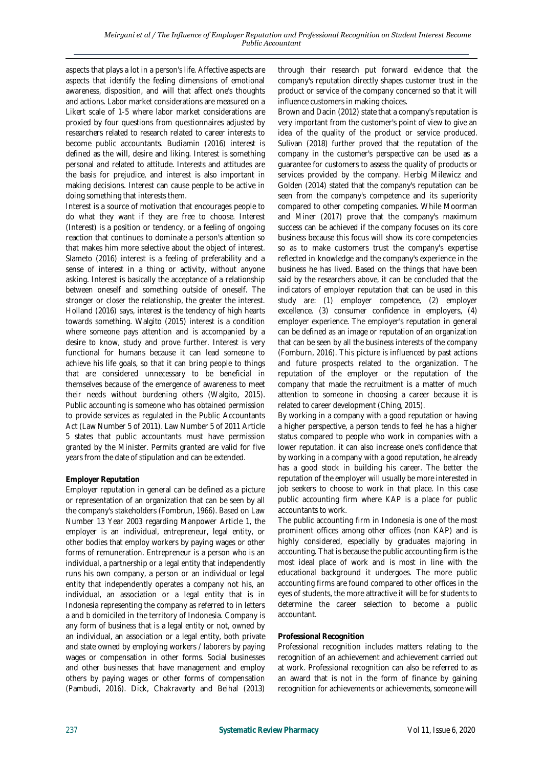aspects that plays a lot in a person's life. Affective aspects are aspects that identify the feeling dimensions of emotional awareness, disposition, and will that affect one's thoughts and actions. Labor market considerations are measured on a Likert scale of 1-5 where labor market considerations are proxied by four questions from questionnaires adjusted by researchers related to research related to career interests to become public accountants. Budiamin (2016) interest is defined as the will, desire and liking. Interest is something personal and related to attitude. Interests and attitudes are the basis for prejudice, and interest is also important in making decisions. Interest can cause people to be active in doing something that interests them.

Interest is a source of motivation that encourages people to do what they want if they are free to choose. Interest (Interest) is a position or tendency, or a feeling of ongoing reaction that continues to dominate a person's attention so that makes him more selective about the object of interest. Slameto (2016) interest is a feeling of preferability and a sense of interest in a thing or activity, without anyone asking. Interest is basically the acceptance of a relationship between oneself and something outside of oneself. The stronger or closer the relationship, the greater the interest. Holland (2016) says, interest is the tendency of high hearts towards something. Walgito (2015) interest is a condition where someone pays attention and is accompanied by a desire to know, study and prove further. Interest is very functional for humans because it can lead someone to achieve his life goals, so that it can bring people to things that are considered unnecessary to be beneficial in themselves because of the emergence of awareness to meet their needs without burdening others (Walgito, 2015). Public accounting is someone who has obtained permission to provide services as regulated in the Public Accountants Act (Law Number 5 of 2011). Law Number 5 of 2011 Article 5 states that public accountants must have permission granted by the Minister. Permits granted are valid for five years from the date of stipulation and can be extended.

**Employer Reputation**

Employer reputation in general can be defined as a picture or representation of an organization that can be seen by all the company's stakeholders (Fombrun, 1966). Based on Law Number 13 Year 2003 regarding Manpower Article 1, the employer is an individual, entrepreneur, legal entity, or other bodies that employ workers by paying wages or other forms of remuneration. Entrepreneur is a person who is an individual, a partnership or a legal entity that independently runs his own company, a person or an individual or legal entity that independently operates a company not his, an individual, an association or a legal entity that is in Indonesia representing the company as referred to in letters a and b domiciled in the territory of Indonesia. Company is any form of business that is a legal entity or not, owned by an individual, an association or a legal entity, both private and state owned by employing workers / laborers by paying wages or compensation in other forms. Social businesses and other businesses that have management and employ others by paying wages or other forms of compensation (Pambudi, 2016). Dick, Chakravarty and Beihal (2013) through their research put forward evidence that the company's reputation directly shapes customer trust in the product or service of the company concerned so that it will influence customers in making choices.

Brown and Dacin (2012) state that a company's reputation is very important from the customer's point of view to give an idea of the quality of the product or service produced. Sulivan (2018) further proved that the reputation of the company in the customer's perspective can be used as a guarantee for customers to assess the quality of products or services provided by the company. Herbig Milewicz and Golden (2014) stated that the company's reputation can be seen from the company's competence and its superiority compared to other competing companies. While Moorman and Miner (2017) prove that the company's maximum success can be achieved if the company focuses on its core business because this focus will show its core competencies so as to make customers trust the company's expertise reflected in knowledge and the company's experience in the business he has lived. Based on the things that have been said by the researchers above, it can be concluded that the indicators of employer reputation that can be used in this study are: (1) employer competence, (2) employer excellence. (3) consumer confidence in employers, (4) employer experience. The employer's reputation in general can be defined as an image or reputation of an organization that can be seen by all the business interests of the company (Fomburn, 2016). This picture is influenced by past actions and future prospects related to the organization. The reputation of the employer or the reputation of the company that made the recruitment is a matter of much attention to someone in choosing a career because it is related to career development (Ching, 2015).

By working in a company with a good reputation or having a higher perspective, a person tends to feel he has a higher status compared to people who work in companies with a lower reputation. it can also increase one's confidence that by working in a company with a good reputation, he already has a good stock in building his career. The better the reputation of the employer will usually be more interested in job seekers to choose to work in that place. In this case public accounting firm where KAP is a place for public accountants to work.

The public accounting firm in Indonesia is one of the most prominent offices among other offices (non KAP) and is highly considered, especially by graduates majoring in accounting. That is because the public accounting firm is the most ideal place of work and is most in line with the educational background it undergoes. The more public accounting firms are found compared to other offices in the eyes of students, the more attractive it will be for students to determine the career selection to become a public accountant.

**Professional Recognition**

Professional recognition includes matters relating to the recognition of an achievement and achievement carried out at work. Professional recognition can also be referred to as an award that is not in the form of finance by gaining recognition for achievements or achievements, someone will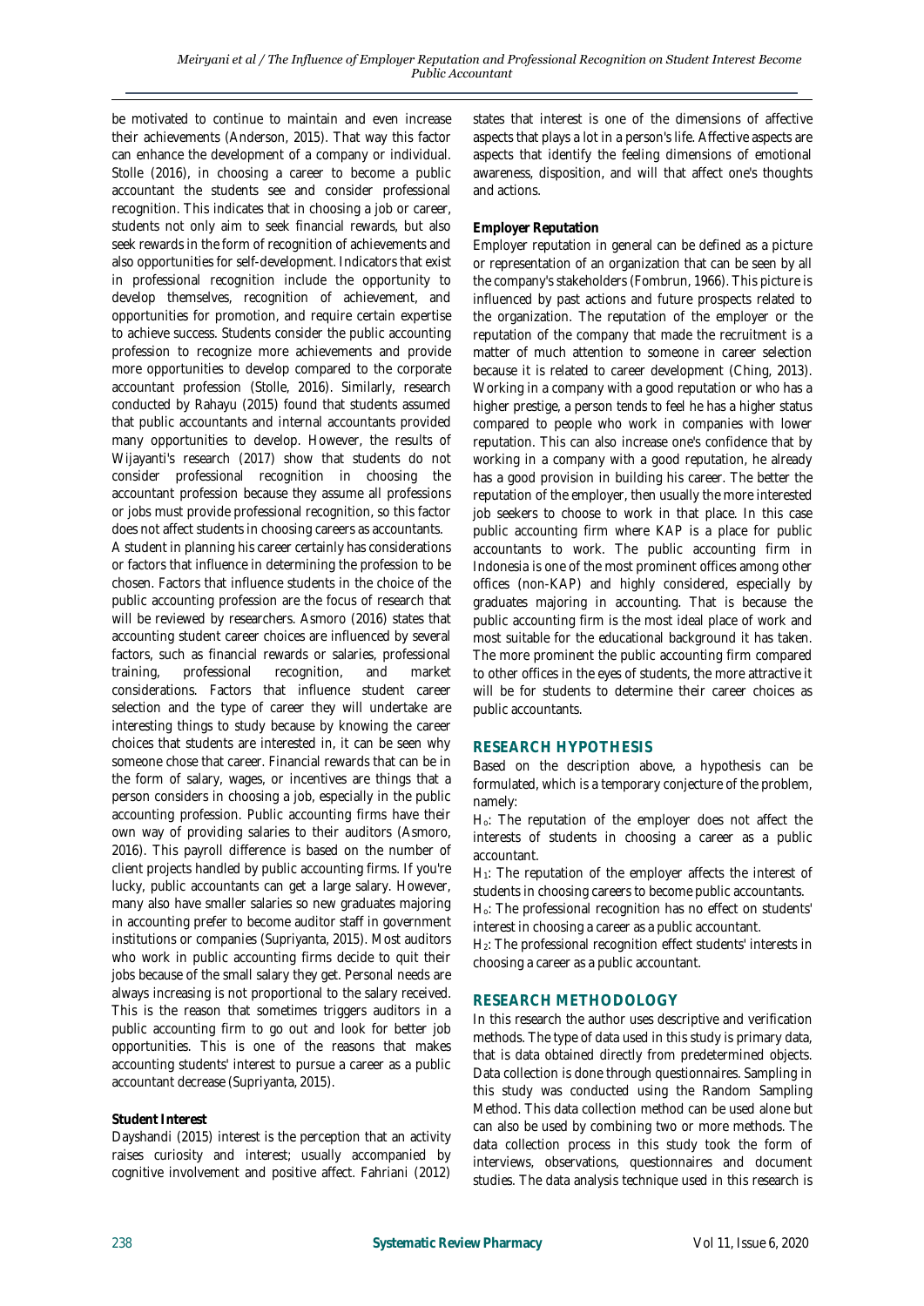be motivated to continue to maintain and even increase their achievements (Anderson, 2015). That way this factor can enhance the development of a company or individual. Stolle (2016), in choosing a career to become a public accountant the students see and consider professional recognition. This indicates that in choosing a job or career, students not only aim to seek financial rewards, but also seek rewards in the form of recognition of achievements and also opportunities for self-development. Indicators that exist in professional recognition include the opportunity to develop themselves, recognition of achievement, and opportunities for promotion, and require certain expertise to achieve success. Students consider the public accounting profession to recognize more achievements and provide more opportunities to develop compared to the corporate accountant profession (Stolle, 2016). Similarly, research conducted by Rahayu (2015) found that students assumed that public accountants and internal accountants provided many opportunities to develop. However, the results of Wijayanti's research (2017) show that students do not consider professional recognition in choosing the accountant profession because they assume all professions or jobs must provide professional recognition, so this factor does not affect students in choosing careers as accountants.

A student in planning his career certainly has considerations or factors that influence in determining the profession to be chosen. Factors that influence students in the choice of the public accounting profession are the focus of research that will be reviewed by researchers. Asmoro (2016) states that accounting student career choices are influenced by several factors, such as financial rewards or salaries, professional training, professional recognition, and market considerations. Factors that influence student career selection and the type of career they will undertake are interesting things to study because by knowing the career choices that students are interested in, it can be seen why someone chose that career. Financial rewards that can be in the form of salary, wages, or incentives are things that a person considers in choosing a job, especially in the public accounting profession. Public accounting firms have their own way of providing salaries to their auditors (Asmoro, 2016). This payroll difference is based on the number of client projects handled by public accounting firms. If you're lucky, public accountants can get a large salary. However, many also have smaller salaries so new graduates majoring in accounting prefer to become auditor staff in government institutions or companies (Supriyanta, 2015). Most auditors who work in public accounting firms decide to quit their jobs because of the small salary they get. Personal needs are always increasing is not proportional to the salary received. This is the reason that sometimes triggers auditors in a public accounting firm to go out and look for better job opportunities. This is one of the reasons that makes accounting students' interest to pursue a career as a public accountant decrease (Supriyanta, 2015).

**Student Interest**

Dayshandi (2015) interest is the perception that an activity raises curiosity and interest; usually accompanied by cognitive involvement and positive affect. Fahriani (2012) states that interest is one of the dimensions of affective aspects that plays a lot in a person's life. Affective aspects are aspects that identify the feeling dimensions of emotional awareness, disposition, and will that affect one's thoughts and actions.

**Employer Reputation**

Employer reputation in general can be defined as a picture or representation of an organization that can be seen by all the company's stakeholders (Fombrun, 1966). This picture is influenced by past actions and future prospects related to the organization. The reputation of the employer or the reputation of the company that made the recruitment is a matter of much attention to someone in career selection because it is related to career development (Ching, 2013). Working in a company with a good reputation or who has a higher prestige, a person tends to feel he has a higher status compared to people who work in companies with lower reputation. This can also increase one's confidence that by working in a company with a good reputation, he already has a good provision in building his career. The better the reputation of the employer, then usually the more interested job seekers to choose to work in that place. In this case public accounting firm where KAP is a place for public accountants to work. The public accounting firm in Indonesia is one of the most prominent offices among other offices (non-KAP) and highly considered, especially by graduates majoring in accounting. That is because the public accounting firm is the most ideal place of work and most suitable for the educational background it has taken. The more prominent the public accounting firm compared to other offices in the eyes of students, the more attractive it will be for students to determine their career choices as public accountants.

## RESEARCH HYPOTHESIS

Based on the description above, a hypothesis can be formulated, which is a temporary conjecture of the problem, namely:

$H_o$: The reputation of the employer does not affect the interests of students in choosing a career as a public accountant.

$H_1$: The reputation of the employer affects the interest of students in choosing careers to become public accountants.

$H_o$: The professional recognition has no effect on students' interest in choosing a career as a public accountant.

$H_2$: The professional recognition effect students' interests in choosing a career as a public accountant.

## RESEARCH METHODOLOGY

In this research the author uses descriptive and verification methods. The type of data used in this study is primary data, that is data obtained directly from predetermined objects. Data collection is done through questionnaires. Sampling in this study was conducted using the Random Sampling Method. This data collection method can be used alone but can also be used by combining two or more methods. The data collection process in this study took the form of interviews, observations, questionnaires and document studies. The data analysis technique used in this research is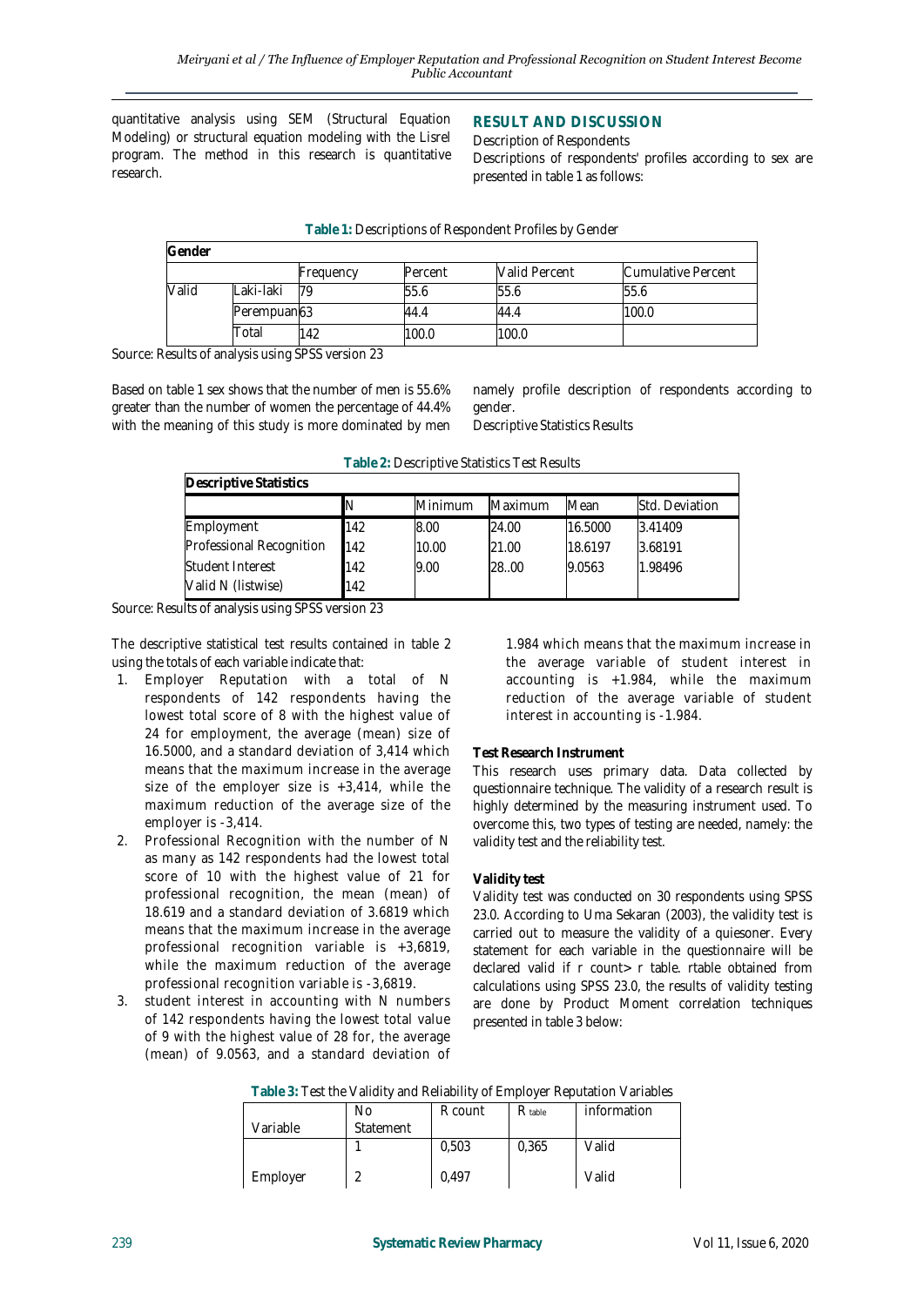quantitative analysis using SEM (Structural Equation Modeling) or structural equation modeling with the Lisrel program. The method in this research is quantitative research.

## RESULT AND DISCUSSION

Description of Respondents

Descriptions of respondents' profiles according to sex are presented in table 1 as follows:

**Table 1:** Descriptions of Respondent Profiles by Gender

| Gender | | | | | |
|---|---|---|---|---|---|
| | | Frequency | Percent | Valid Percent | Cumulative Percent |
| Valid | Laki-laki | 79 | 55.6 | 55.6 | 55.6 |
| | Perempuan | 63 | 44.4 | 44.4 | 100.0 |
| | Total | 142 | 100.0 | 100.0 | |

Source: Results of analysis using SPSS version 23

Based on table 1 sex shows that the number of men is 55.6% greater than the number of women the percentage of 44.4% with the meaning of this study is more dominated by men namely profile description of respondents according to gender.

Descriptive Statistics Results

**Table 2:** Descriptive Statistics Test Results

| Descriptive Statistics | | | | | |
|---|---|---|---|---|---|
| | N | Minimum | Maximum | Mean | Std. Deviation |
| Employment | 142 | 8.00 | 24.00 | 16.5000 | 3.41409 |
| Professional Recognition | 142 | 10.00 | 21.00 | 18.6197 | 3.68191 |
| Student Interest | 142 | 9.00 | 28..00 | 9.0563 | 1.98496 |
| Valid N (listwise) | 142 | | | | |

Source: Results of analysis using SPSS version 23

The descriptive statistical test results contained in table 2 using the totals of each variable indicate that:

1. Employer Reputation with a total of N respondents of 142 respondents having the lowest total score of 8 with the highest value of 24 for employment, the average (mean) size of 16.5000, and a standard deviation of 3,414 which means that the maximum increase in the average size of the employer size is +3,414, while the maximum reduction of the average size of the employer is -3,414.
2. Professional Recognition with the number of N as many as 142 respondents had the lowest total score of 10 with the highest value of 21 for professional recognition, the mean (mean) of 18.619 and a standard deviation of 3.6819 which means that the maximum increase in the average professional recognition variable is +3,6819, while the maximum reduction of the average professional recognition variable is -3,6819.
3. student interest in accounting with N numbers of 142 respondents having the lowest total value of 9 with the highest value of 28 for, the average (mean) of 9.0563, and a standard deviation of 1.984 which means that the maximum increase in the average variable of student interest in accounting is +1.984, while the maximum reduction of the average variable of student interest in accounting is -1.984.

**Test Research Instrument**

This research uses primary data. Data collected by questionnaire technique. The validity of a research result is highly determined by the measuring instrument used. To overcome this, two types of testing are needed, namely: the validity test and the reliability test.

**Validity test**

Validity test was conducted on 30 respondents using SPSS 23.0. According to Uma Sekaran (2003), the validity test is carried out to measure the validity of a quiesoner. Every statement for each variable in the questionnaire will be declared valid if r count> r table. rtable obtained from calculations using SPSS 23.0, the results of validity testing are done by Product Moment correlation techniques presented in table 3 below:

**Table 3:** Test the Validity and Reliability of Employer Reputation Variables

| Variable | No Statement | R count | $R_{table}$ | information |
|---|---|---|---|---|
| | 1 | 0,503 | 0,365 | Valid |
| Employer | 2 | 0,497 | | Valid |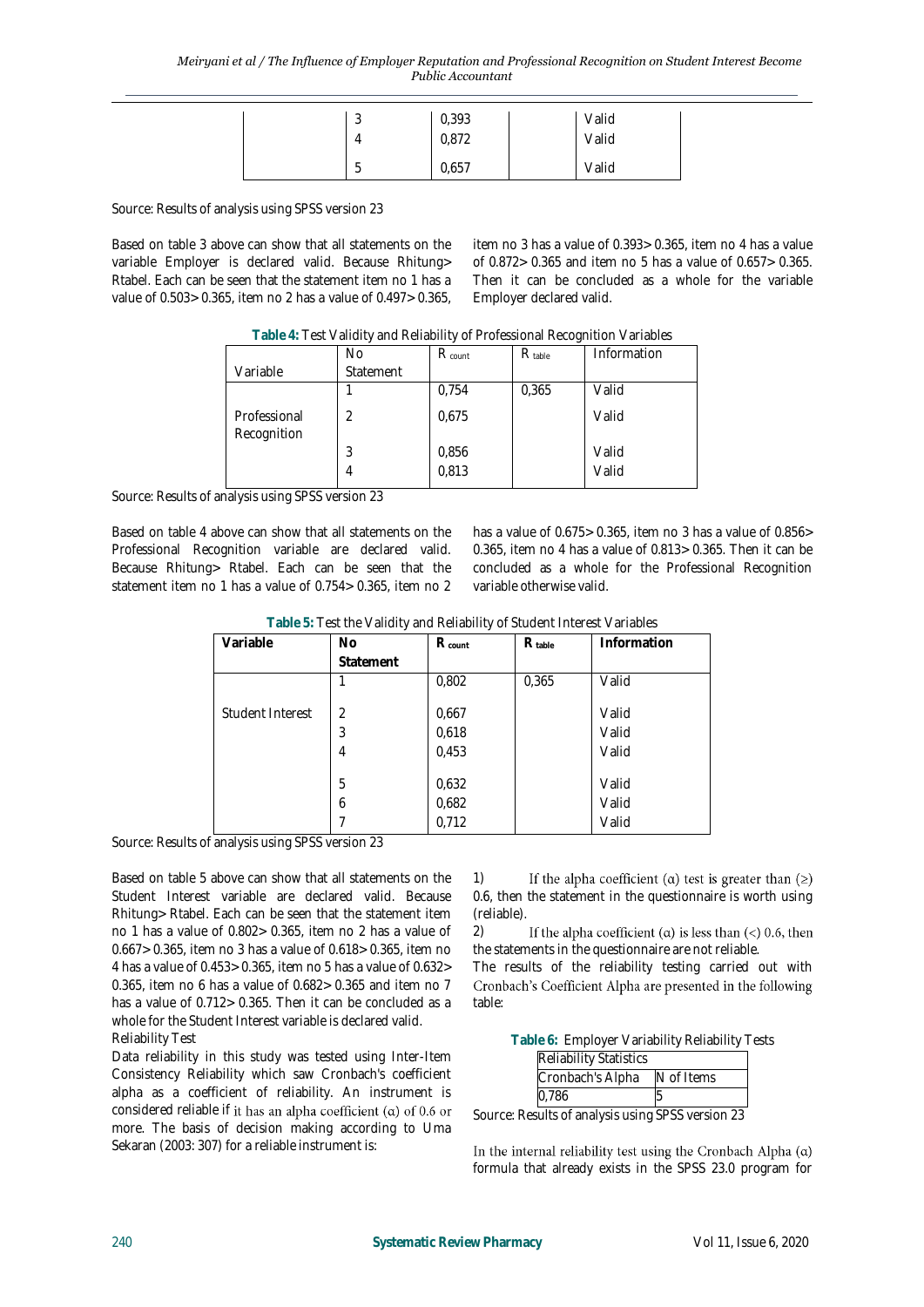|  | 3 | 0,393 |  | Valid |
|---|---|---|---|---|
|  | 4 | 0,872 |  | Valid |
|  | 5 | 0,657 |  | Valid |

Source: Results of analysis using SPSS version 23

Based on table 3 above can show that all statements on the variable Employer is declared valid. Because Rhitung> Rtabel. Each can be seen that the statement item no 1 has a value of 0.503> 0.365, item no 2 has a value of 0.497> 0.365, item no 3 has a value of 0.393> 0.365, item no 4 has a value of 0.872> 0.365 and item no 5 has a value of 0.657> 0.365. Then it can be concluded as a whole for the variable Employer declared valid.

**Table 4:** Test Validity and Reliability of Professional Recognition Variables

| Variable | No Statement | $R_{count}$ | $R_{table}$ | Information |
|---|---|---|---|---|
| Professional Recognition | 1 | 0,754 | 0,365 | Valid |
|  | 2 | 0,675 |  | Valid |
|  | 3 | 0,856 |  | Valid |
|  | 4 | 0,813 |  | Valid |

Source: Results of analysis using SPSS version 23

Based on table 4 above can show that all statements on the Professional Recognition variable are declared valid. Because Rhitung> Rtabel. Each can be seen that the statement item no 1 has a value of 0.754> 0.365, item no 2 has a value of 0.675> 0.365, item no 3 has a value of 0.856> 0.365, item no 4 has a value of 0.813> 0.365. Then it can be concluded as a whole for the Professional Recognition variable otherwise valid.

**Table 5:** Test the Validity and Reliability of Student Interest Variables

| **Variable** | **No Statement** | $R_{count}$ | $R_{table}$ | **Information** |
|---|---|---|---|---|
| Student Interest | 1 | 0,802 | 0,365 | Valid |
|  | 2 | 0,667 |  | Valid |
|  | 3 | 0,618 |  | Valid |
|  | 4 | 0,453 |  | Valid |
|  | 5 | 0,632 |  | Valid |
|  | 6 | 0,682 |  | Valid |
|  | 7 | 0,712 |  | Valid |

Source: Results of analysis using SPSS version 23

Based on table 5 above can show that all statements on the Student Interest variable are declared valid. Because Rhitung> Rtabel. Each can be seen that the statement item no 1 has a value of 0.802> 0.365, item no 2 has a value of 0.667> 0.365, item no 3 has a value of 0.618> 0.365, item no 4 has a value of 0.453> 0.365, item no 5 has a value of 0.632> 0.365, item no 6 has a value of 0.682> 0.365 and item no 7 has a value of 0.712> 0.365. Then it can be concluded as a whole for the Student Interest variable is declared valid.

Reliability Test

Data reliability in this study was tested using Inter-Item Consistency Reliability which saw Cronbach's coefficient alpha as a coefficient of reliability. An instrument is considered reliable if it has an alpha coefficient (α) of 0.6 or more. The basis of decision making according to Uma Sekaran (2003: 307) for a reliable instrument is:

1) If the alpha coefficient (α) test is greater than (≥) 0.6, then the statement in the questionnaire is worth using (reliable).
2) If the alpha coefficient (α) is less than (<) 0.6, then the statements in the questionnaire are not reliable.

The results of the reliability testing carried out with Cronbach's Coefficient Alpha are presented in the following table:

**Table 6:** Employer Variability Reliability Tests

| Reliability Statistics | |
|---|---|
| Cronbach's Alpha | N of Items |
| 0,786 | 5 |

Source: Results of analysis using SPSS version 23

In the internal reliability test using the Cronbach Alpha (α) formula that already exists in the SPSS 23.0 program for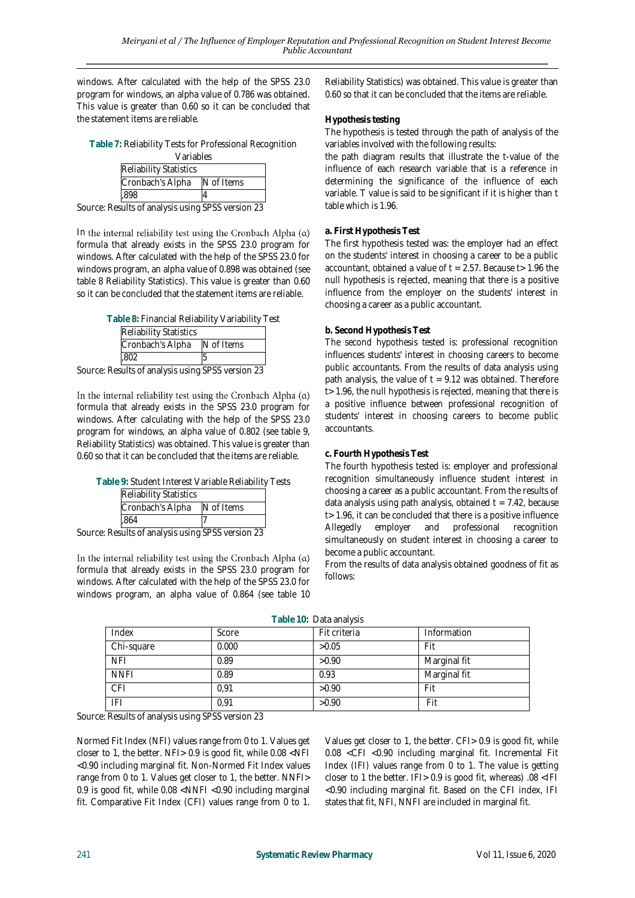windows. After calculated with the help of the SPSS 23.0 program for windows, an alpha value of 0.786 was obtained. This value is greater than 0.60 so it can be concluded that the statement items are reliable.

**Table 7:** Reliability Tests for Professional Recognition Variables

| Reliability Statistics | |
|---|---|
| Cronbach's Alpha | N of Items |
| ,898 | 4 |

Source: Results of analysis using SPSS version 23

In the internal reliability test using the Cronbach Alpha (α) formula that already exists in the SPSS 23.0 program for windows. After calculated with the help of the SPSS 23.0 for windows program, an alpha value of 0.898 was obtained (see table 8 Reliability Statistics). This value is greater than 0.60 so it can be concluded that the statement items are reliable.

**Table 8:** Financial Reliability Variability Test

| Reliability Statistics | |
|---|---|
| Cronbach's Alpha | N of Items |
| ,802 | 5 |

Source: Results of analysis using SPSS version 23

In the internal reliability test using the Cronbach Alpha (α) formula that already exists in the SPSS 23.0 program for windows. After calculating with the help of the SPSS 23.0 program for windows, an alpha value of 0.802 (see table 9, Reliability Statistics) was obtained. This value is greater than 0.60 so that it can be concluded that the items are reliable.

**Table 9:** Student Interest Variable Reliability Tests

| Reliability Statistics | |
|---|---|
| Cronbach's Alpha | N of Items |
| ,864 | 7 |

Source: Results of analysis using SPSS version 23

In the internal reliability test using the Cronbach Alpha (α) formula that already exists in the SPSS 23.0 program for windows. After calculated with the help of the SPSS 23.0 for windows program, an alpha value of 0.864 (see table 10 Reliability Statistics) was obtained. This value is greater than 0.60 so that it can be concluded that the items are reliable.

**Hypothesis testing**

The hypothesis is tested through the path of analysis of the variables involved with the following results:

the path diagram results that illustrate the t-value of the influence of each research variable that is a reference in determining the significance of the influence of each variable. T value is said to be significant if it is higher than t table which is 1.96.

**a. First Hypothesis Test**

The first hypothesis tested was: the employer had an effect on the students' interest in choosing a career to be a public accountant, obtained a value of $t = 2.57$. Because $t > 1.96$ the null hypothesis is rejected, meaning that there is a positive influence from the employer on the students' interest in choosing a career as a public accountant.

**b. Second Hypothesis Test**

The second hypothesis tested is: professional recognition influences students' interest in choosing careers to become public accountants. From the results of data analysis using path analysis, the value of $t = 9.12$ was obtained. Therefore $t > 1.96$, the null hypothesis is rejected, meaning that there is a positive influence between professional recognition of students' interest in choosing careers to become public accountants.

**c. Fourth Hypothesis Test**

The fourth hypothesis tested is: employer and professional recognition simultaneously influence student interest in choosing a career as a public accountant. From the results of data analysis using path analysis, obtained $t = 7.42$, because $t > 1.96$, it can be concluded that there is a positive influence Allegedly employer and professional recognition simultaneously on student interest in choosing a career to become a public accountant.

From the results of data analysis obtained goodness of fit as follows:

**Table 10:** Data analysis

| Index | Score | Fit criteria | Information |
|---|---|---|---|
| Chi-square | 0.000 | >0.05 | Fit |
| NFI | 0.89 | >0.90 | Marginal fit |
| NNFI | 0.89 | 0.93 | Marginal fit |
| CFI | 0,91 | >0.90 | Fit |
| IFI | 0,91 | >0.90 | Fit |

Source: Results of analysis using SPSS version 23

Normed Fit Index (NFI) values range from 0 to 1. Values get closer to 1, the better. NFI> 0.9 is good fit, while 0.08 <NFI <0.90 including marginal fit. Non-Normed Fit Index values range from 0 to 1. Values get closer to 1, the better. NNFI> 0.9 is good fit, while 0.08 <NNFI <0.90 including marginal fit. Comparative Fit Index (CFI) values range from 0 to 1. Values get closer to 1, the better. CFI> 0.9 is good fit, while 0.08 <CFI <0.90 including marginal fit. Incremental Fit Index (IFI) values range from 0 to 1. The value is getting closer to 1 the better. IFI> 0.9 is good fit, whereas) .08 <IFI <0.90 including marginal fit. Based on the CFI index, IFI states that fit, NFI, NNFI are included in marginal fit.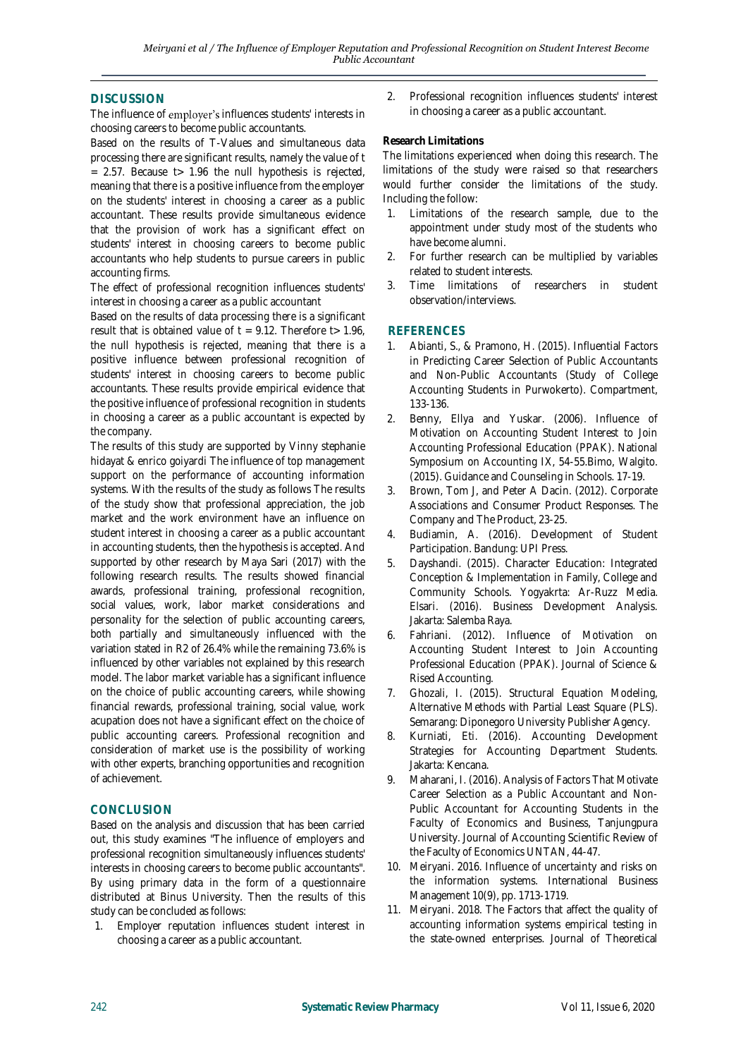## DISCUSSION

The influence of employer's influences students' interests in choosing careers to become public accountants.

Based on the results of T-Values and simultaneous data processing there are significant results, namely the value of t = 2.57. Because t> 1.96 the null hypothesis is rejected, meaning that there is a positive influence from the employer on the students' interest in choosing a career as a public accountant. These results provide simultaneous evidence that the provision of work has a significant effect on students' interest in choosing careers to become public accountants who help students to pursue careers in public accounting firms.

The effect of professional recognition influences students' interest in choosing a career as a public accountant

Based on the results of data processing there is a significant result that is obtained value of t = 9.12. Therefore t> 1.96, the null hypothesis is rejected, meaning that there is a positive influence between professional recognition of students' interest in choosing careers to become public accountants. These results provide empirical evidence that the positive influence of professional recognition in students in choosing a career as a public accountant is expected by the company.

The results of this study are supported by Vinny stephanie hidayat & enrico goiyardi The influence of top management support on the performance of accounting information systems. With the results of the study as follows The results of the study show that professional appreciation, the job market and the work environment have an influence on student interest in choosing a career as a public accountant in accounting students, then the hypothesis is accepted. And supported by other research by Maya Sari (2017) with the following research results. The results showed financial awards, professional training, professional recognition, social values, work, labor market considerations and personality for the selection of public accounting careers, both partially and simultaneously influenced with the variation stated in R2 of 26.4% while the remaining 73.6% is influenced by other variables not explained by this research model. The labor market variable has a significant influence on the choice of public accounting careers, while showing financial rewards, professional training, social value, work acupation does not have a significant effect on the choice of public accounting careers. Professional recognition and consideration of market use is the possibility of working with other experts, branching opportunities and recognition of achievement.

## CONCLUSION

Based on the analysis and discussion that has been carried out, this study examines "The influence of employers and professional recognition simultaneously influences students' interests in choosing careers to become public accountants". By using primary data in the form of a questionnaire distributed at Binus University. Then the results of this study can be concluded as follows:

1. Employer reputation influences student interest in choosing a career as a public accountant.
2. Professional recognition influences students' interest in choosing a career as a public accountant.

**Research Limitations**

The limitations experienced when doing this research. The limitations of the study were raised so that researchers would further consider the limitations of the study. Including the follow:

1. Limitations of the research sample, due to the appointment under study most of the students who have become alumni.
2. For further research can be multiplied by variables related to student interests.
3. Time limitations of researchers in student observation/interviews.

## REFERENCES

1. Abianti, S., & Pramono, H. (2015). Influential Factors in Predicting Career Selection of Public Accountants and Non-Public Accountants (Study of College Accounting Students in Purwokerto). Compartment, 133-136.
2. Benny, Ellya and Yuskar. (2006). Influence of Motivation on Accounting Student Interest to Join Accounting Professional Education (PPAK). National Symposium on Accounting IX, 54-55.Bimo, Walgito. (2015). Guidance and Counseling in Schools. 17-19.
3. Brown, Tom J, and Peter A Dacin. (2012). Corporate Associations and Consumer Product Responses. The Company and The Product, 23-25.
4. Budiamin, A. (2016). Development of Student Participation. Bandung: UPI Press.
5. Dayshandi. (2015). Character Education: Integrated Conception & Implementation in Family, College and Community Schools. Yogyakrta: Ar-Ruzz Media. Elsari. (2016). Business Development Analysis. Jakarta: Salemba Raya.
6. Fahriani. (2012). Influence of Motivation on Accounting Student Interest to Join Accounting Professional Education (PPAK). Journal of Science & Rised Accounting.
7. Ghozali, I. (2015). Structural Equation Modeling, Alternative Methods with Partial Least Square (PLS). Semarang: Diponegoro University Publisher Agency.
8. Kurniati, Eti. (2016). Accounting Development Strategies for Accounting Department Students. Jakarta: Kencana.
9. Maharani, I. (2016). Analysis of Factors That Motivate Career Selection as a Public Accountant and Non-Public Accountant for Accounting Students in the Faculty of Economics and Business, Tanjungpura University. Journal of Accounting Scientific Review of the Faculty of Economics UNTAN, 44-47.
10. Meiryani. 2016. Influence of uncertainty and risks on the information systems. International Business Management 10(9), pp. 1713-1719.
11. Meiryani. 2018. The Factors that affect the quality of accounting information systems empirical testing in the state-owned enterprises. Journal of Theoretical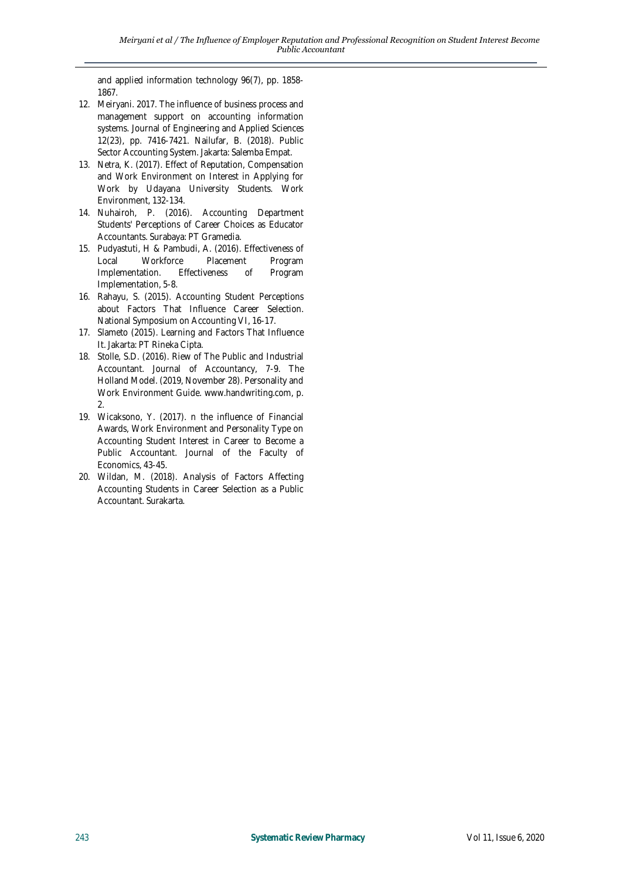and applied information technology 96(7), pp. 1858-1867.

12. Meiryani. 2017. The influence of business process and management support on accounting information systems. Journal of Engineering and Applied Sciences 12(23), pp. 7416-7421. Nailufar, B. (2018). Public Sector Accounting System. Jakarta: Salemba Empat.
13. Netra, K. (2017). Effect of Reputation, Compensation and Work Environment on Interest in Applying for Work by Udayana University Students. Work Environment, 132-134.
14. Nuhairoh, P. (2016). Accounting Department Students' Perceptions of Career Choices as Educator Accountants. Surabaya: PT Gramedia.
15. Pudyastuti, H & Pambudi, A. (2016). Effectiveness of Local Workforce Placement Program Implementation. Effectiveness of Program Implementation, 5-8.
16. Rahayu, S. (2015). Accounting Student Perceptions about Factors That Influence Career Selection. National Symposium on Accounting VI, 16-17.
17. Slameto (2015). Learning and Factors That Influence It. Jakarta: PT Rineka Cipta.
18. Stolle, S.D. (2016). Riew of The Public and Industrial Accountant. Journal of Accountancy, 7-9. The Holland Model. (2019, November 28). Personality and Work Environment Guide. www.handwriting.com, p. 2.
19. Wicaksono, Y. (2017). n the influence of Financial Awards, Work Environment and Personality Type on Accounting Student Interest in Career to Become a Public Accountant. Journal of the Faculty of Economics, 43-45.
20. Wildan, M. (2018). Analysis of Factors Affecting Accounting Students in Career Selection as a Public Accountant. Surakarta.